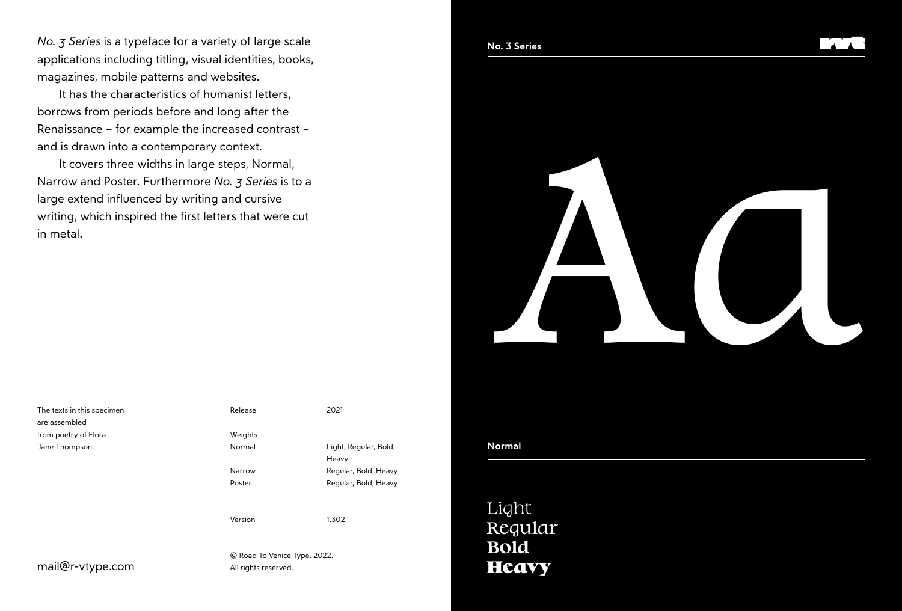*No. 3 Series* is a typeface for a variety of large scale applications including titling, visual identities, books, magazines, mobile patterns and websites.

It has the characteristics of humanist letters, borrows from periods before and long after the Renaissance – for example the increased contrast – and is drawn into a contemporary context.

It covers three widths in large steps, Normal, Narrow and Poster. Furthermore *No. 3 Series* is to a large extend influenced by writing and cursive writing, which inspired the first letters that were cut in metal.

The texts in this specimen are assembled from poetry of Flora Jane Thompson.

| | | |
|---|---|---|
| Release | | 2021 |
| Weights | Normal | Light, Regular, Bold, Heavy |
| | Narrow | Regular, Bold, Heavy |
| | Poster | Regular, Bold, Heavy |
| Version | | 1.302 |

© Road To Venice Type. 2022.
All rights reserved.

mail@r-vtype.com

**No. 3 Series**

Aa

**Normal**

Light
Regular
**Bold**
**Heavy**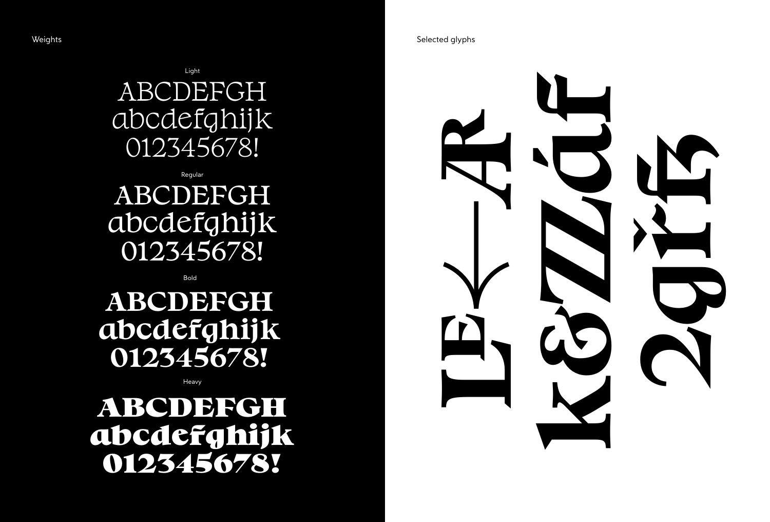Weights

Light

ABCDEFGH
abcdefghijk
012345678!

Regular

ABCDEFGH
abcdefghijk
012345678!

Bold

ABCDEFGH
abcdefghijk
012345678!

Heavy

ABCDEFGH
abcdefghijk
012345678!

Selected glyphs

LE←Ř
k&ĺĺĹáf
2qřf̌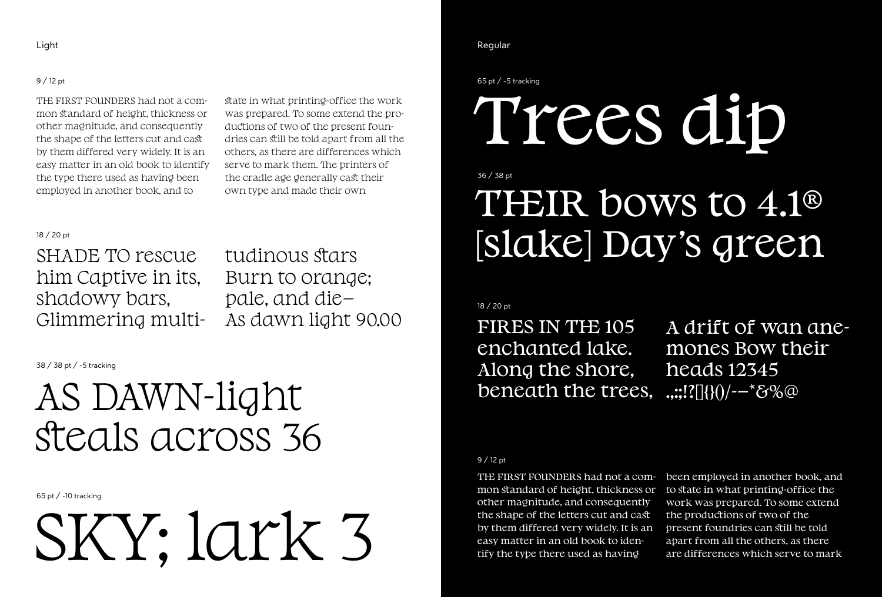## Light

9 / 12 pt

THE FIRST FOUNDERS had not a common standard of height, thickness or other magnitude, and consequently the shape of the letters cut and cast by them differed very widely. It is an easy matter in an old book to identify the type there used as having been employed in another book, and to state in what printing-office the work was prepared. To some extend the productions of two of the present foundries can still be told apart from all the others, as there are differences which serve to mark them. The printers of the cradle age generally cast their own type and made their own

18 / 20 pt

SHADE TO rescue him Captive in its, shadowy bars, Glimmering multitudinous stars Burn to orange; pale, and die– As dawn light 90.00

38 / 38 pt / -5 tracking

AS DAWN-light steals across 36

65 pt / -10 tracking

SKY; lark 3

## Regular

65 pt / -5 tracking

Trees dip

36 / 38 pt

THEIR bows to 4.1® [slake] Day's green

18 / 20 pt

FIRES IN THE 105 enchanted lake. Along the shore, beneath the trees, A drift of wan anemones Bow their heads 12345 .,:;!?[]{}()/-–*&%@

9 / 12 pt

THE FIRST FOUNDERS had not a common standard of height, thickness or other magnitude, and consequently the shape of the letters cut and cast by them differed very widely. It is an easy matter in an old book to identify the type there used as having been employed in another book, and to state in what printing-office the work was prepared. To some extend the productions of two of the present foundries can still be told apart from all the others, as there are differences which serve to mark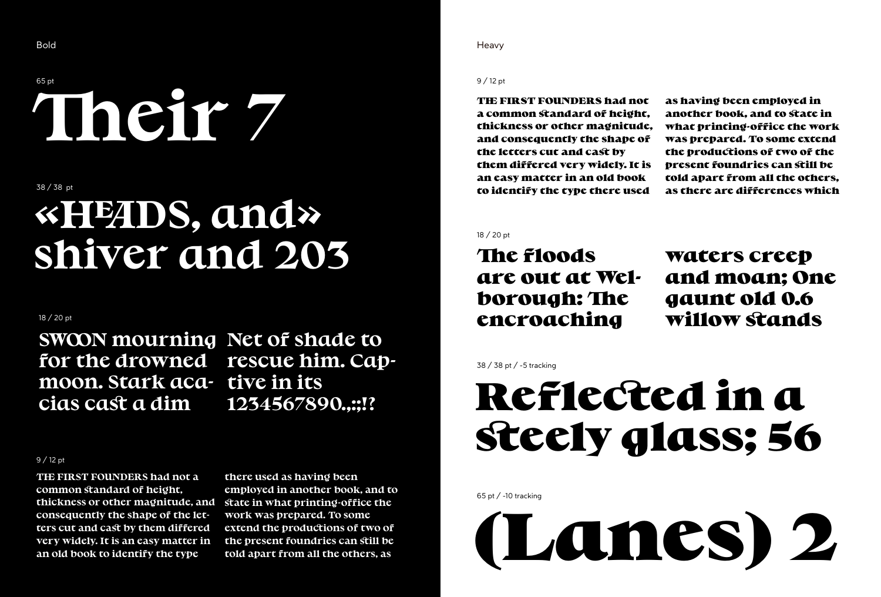Bold

65 pt

Their 7

38 / 38 pt

«HEADS, and» shiver and 203

18 / 20 pt

SWOON mourning for the drowned moon. Stark acacias cast a dim Net of shade to rescue him. Captive in its 1234567890.,:;!?

9 / 12 pt

THE FIRST FOUNDERS had not a common standard of height, thickness or other magnitude, and consequently the shape of the letters cut and cast by them differed very widely. It is an easy matter in an old book to identify the type there used as having been employed in another book, and to state in what printing-office the work was prepared. To some extend the productions of two of the present foundries can still be told apart from all the others, as

Heavy

9 / 12 pt

THE FIRST FOUNDERS had not a common standard of height, thickness or other magnitude, and consequently the shape of the letters cut and cast by them differed very widely. It is an easy matter in an old book to identify the type there used as having been employed in another book, and to state in what printing-office the work was prepared. To some extend the productions of two of the present foundries can still be told apart from all the others, as there are differences which

18 / 20 pt

The floods are out at Welborough: The encroaching waters creep and moan; One gaunt old 0.6 willow stands

38 / 38 pt / -5 tracking

Reflected in a steely glass; 56

65 pt / -10 tracking

(Lanes) 2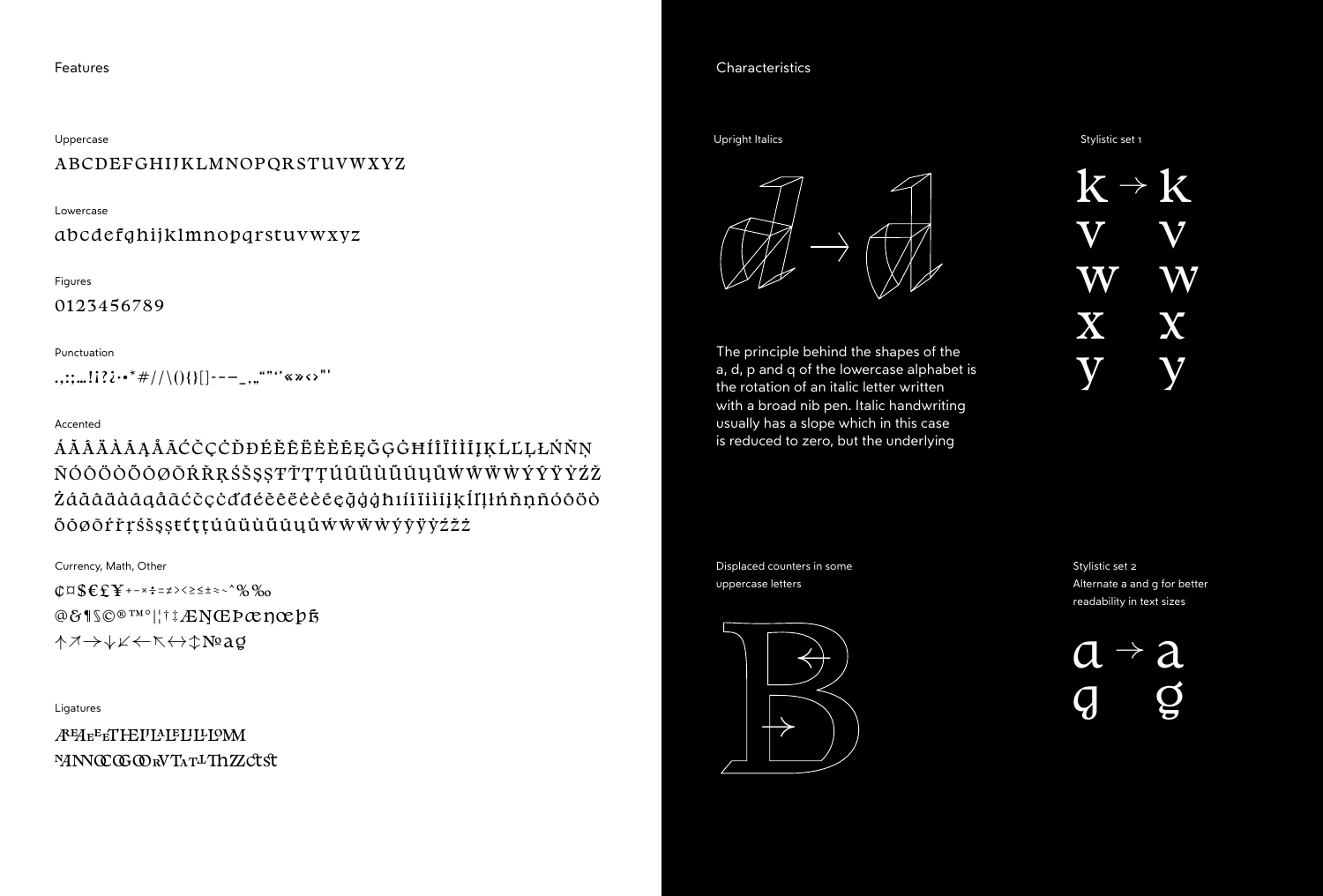## Features

### Uppercase

ABCDEFGHIJKLMNOPQRSTUVWXYZ

### Lowercase

abcdefghijklmnopqrstuvwxyz

### Figures

0123456789

### Punctuation

.,:;…!¡?¿·•*#//\(){}[]-–—_‚„“”‘’«»‹›"'

### Accented

ÁĂÂÄÀĀĄÅÃĆČÇĊĎĐÉĚÊËĖÈĒĘĞĢĠĦÍÎÏİÌĪĮĶĹĽĻŁŃŇŅ
ÑÓÔÖÒŐŌØÕŔŘŖŚŠŞȘŦŤŢȚÚÛÜÙŰŪŲŮẂŴẄẀÝŶŸỲŹŽ
Żáăâäàāąåãćčçċďđéěêëėèēęğģġħıíîïìīįķĺľļłńňņñóôöò
őōøõŕřŗśšşșŧťţțúûüùűūųůẃŵẅẁýŷÿỳźžż

### Currency, Math, Other

¢¤$€£¥+−×÷=≠><≥≤±≈~^%‰
@&¶§©®™°|¦†‡ÆŊŒÞæŋœþß
↑↗→↘↓↙←↖↔↕№ag

### Ligatures

ÆREAEEETHEIPLALEILLLOMM
NANNOCOGOORVTATLTHZZctst

## Characteristics

### Upright Italics

d → d

The principle behind the shapes of the a, d, p and q of the lowercase alphabet is the rotation of an italic letter written with a broad nib pen. Italic handwriting usually has a slope which in this case is reduced to zero, but the underlying

### Stylistic set 1

k → k
v v
w w
x x
y y

### Displaced counters in some uppercase letters

B

### Stylistic set 2

Alternate a and g for better readability in text sizes

a → a
g g